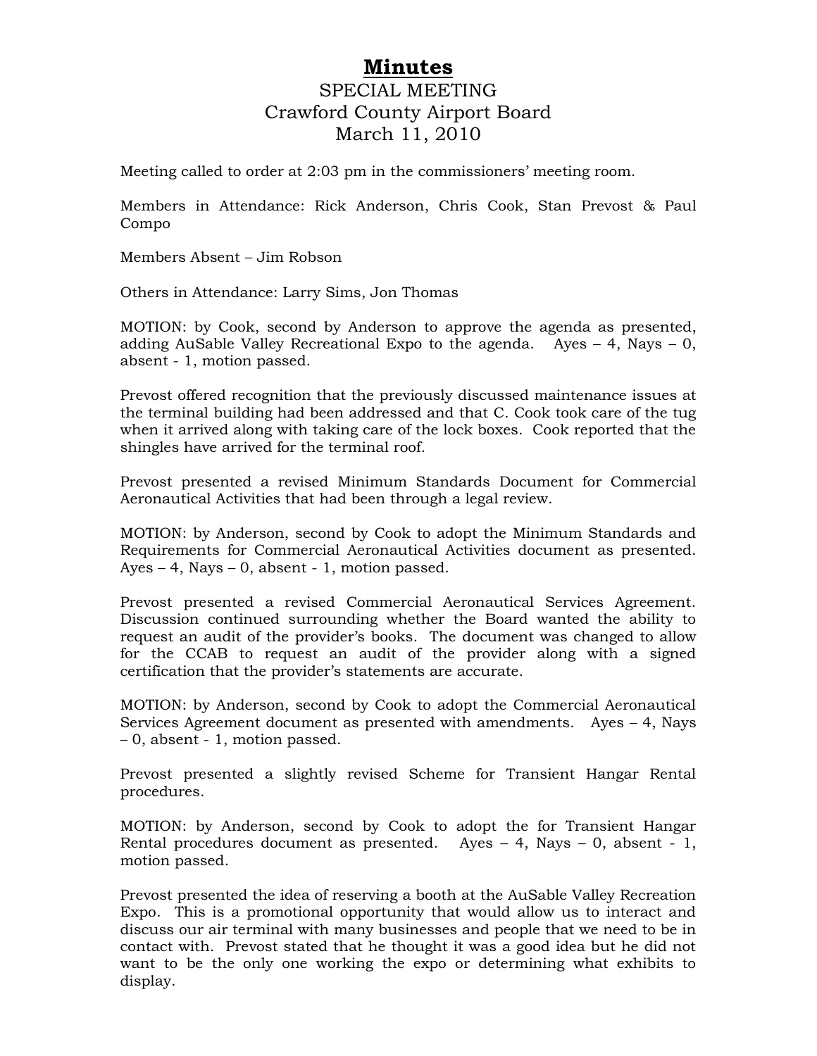# Minutes

SPECIAL MEETING
Crawford County Airport Board
March 11, 2010

Meeting called to order at 2:03 pm in the commissioners' meeting room.

Members in Attendance: Rick Anderson, Chris Cook, Stan Prevost & Paul Compo

Members Absent – Jim Robson

Others in Attendance: Larry Sims, Jon Thomas

MOTION: by Cook, second by Anderson to approve the agenda as presented, adding AuSable Valley Recreational Expo to the agenda. Ayes – 4, Nays – 0, absent - 1, motion passed.

Prevost offered recognition that the previously discussed maintenance issues at the terminal building had been addressed and that C. Cook took care of the tug when it arrived along with taking care of the lock boxes. Cook reported that the shingles have arrived for the terminal roof.

Prevost presented a revised Minimum Standards Document for Commercial Aeronautical Activities that had been through a legal review.

MOTION: by Anderson, second by Cook to adopt the Minimum Standards and Requirements for Commercial Aeronautical Activities document as presented. Ayes – 4, Nays – 0, absent - 1, motion passed.

Prevost presented a revised Commercial Aeronautical Services Agreement. Discussion continued surrounding whether the Board wanted the ability to request an audit of the provider's books. The document was changed to allow for the CCAB to request an audit of the provider along with a signed certification that the provider's statements are accurate.

MOTION: by Anderson, second by Cook to adopt the Commercial Aeronautical Services Agreement document as presented with amendments. Ayes – 4, Nays – 0, absent - 1, motion passed.

Prevost presented a slightly revised Scheme for Transient Hangar Rental procedures.

MOTION: by Anderson, second by Cook to adopt the for Transient Hangar Rental procedures document as presented. Ayes – 4, Nays – 0, absent - 1, motion passed.

Prevost presented the idea of reserving a booth at the AuSable Valley Recreation Expo. This is a promotional opportunity that would allow us to interact and discuss our air terminal with many businesses and people that we need to be in contact with. Prevost stated that he thought it was a good idea but he did not want to be the only one working the expo or determining what exhibits to display.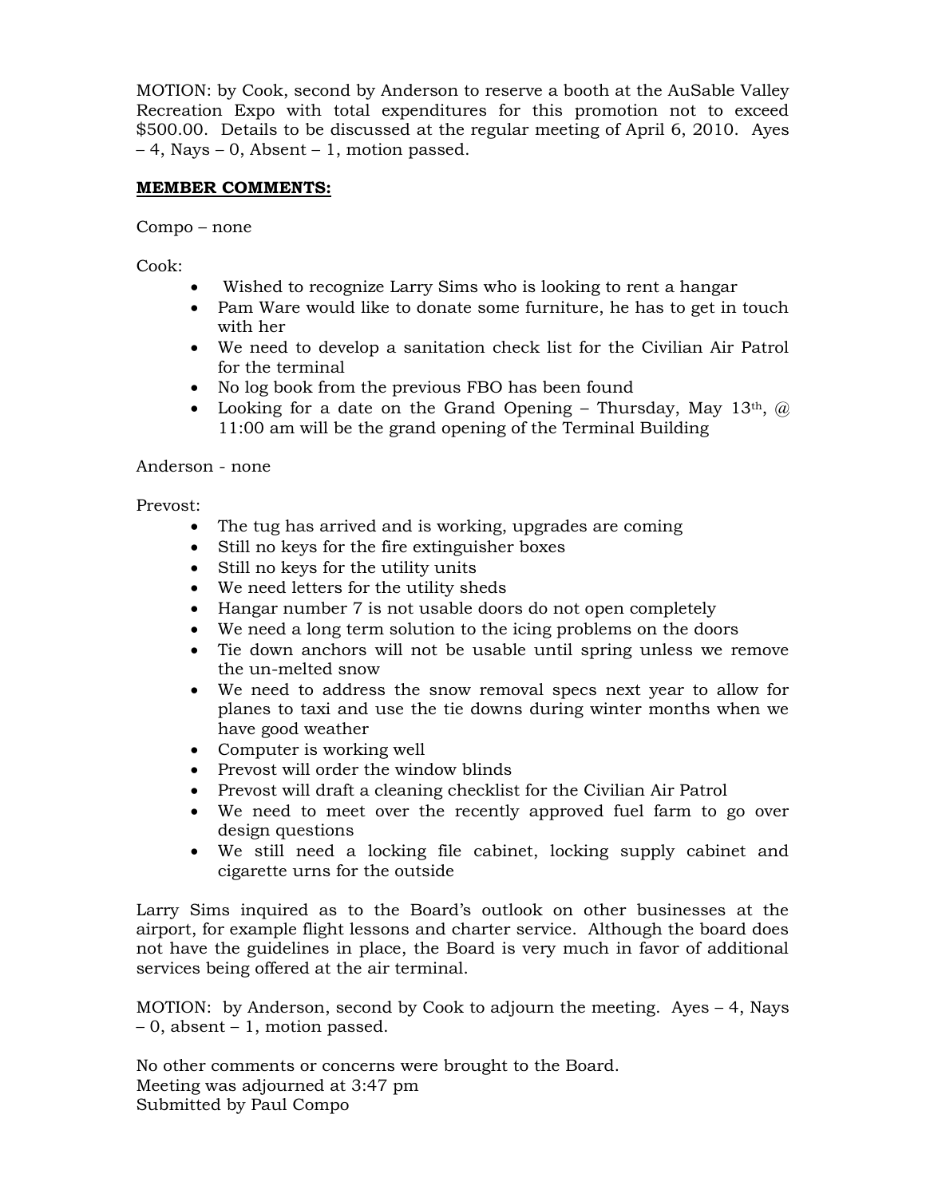MOTION: by Cook, second by Anderson to reserve a booth at the AuSable Valley Recreation Expo with total expenditures for this promotion not to exceed $500.00. Details to be discussed at the regular meeting of April 6, 2010. Ayes – 4, Nays – 0, Absent – 1, motion passed.

**MEMBER COMMENTS:**

Compo – none

Cook:

- Wished to recognize Larry Sims who is looking to rent a hangar
- Pam Ware would like to donate some furniture, he has to get in touch with her
- We need to develop a sanitation check list for the Civilian Air Patrol for the terminal
- No log book from the previous FBO has been found
- Looking for a date on the Grand Opening – Thursday, May 13th, @ 11:00 am will be the grand opening of the Terminal Building

Anderson - none

Prevost:

- The tug has arrived and is working, upgrades are coming
- Still no keys for the fire extinguisher boxes
- Still no keys for the utility units
- We need letters for the utility sheds
- Hangar number 7 is not usable doors do not open completely
- We need a long term solution to the icing problems on the doors
- Tie down anchors will not be usable until spring unless we remove the un-melted snow
- We need to address the snow removal specs next year to allow for planes to taxi and use the tie downs during winter months when we have good weather
- Computer is working well
- Prevost will order the window blinds
- Prevost will draft a cleaning checklist for the Civilian Air Patrol
- We need to meet over the recently approved fuel farm to go over design questions
- We still need a locking file cabinet, locking supply cabinet and cigarette urns for the outside

Larry Sims inquired as to the Board's outlook on other businesses at the airport, for example flight lessons and charter service. Although the board does not have the guidelines in place, the Board is very much in favor of additional services being offered at the air terminal.

MOTION: by Anderson, second by Cook to adjourn the meeting. Ayes – 4, Nays – 0, absent – 1, motion passed.

No other comments or concerns were brought to the Board.
Meeting was adjourned at 3:47 pm
Submitted by Paul Compo